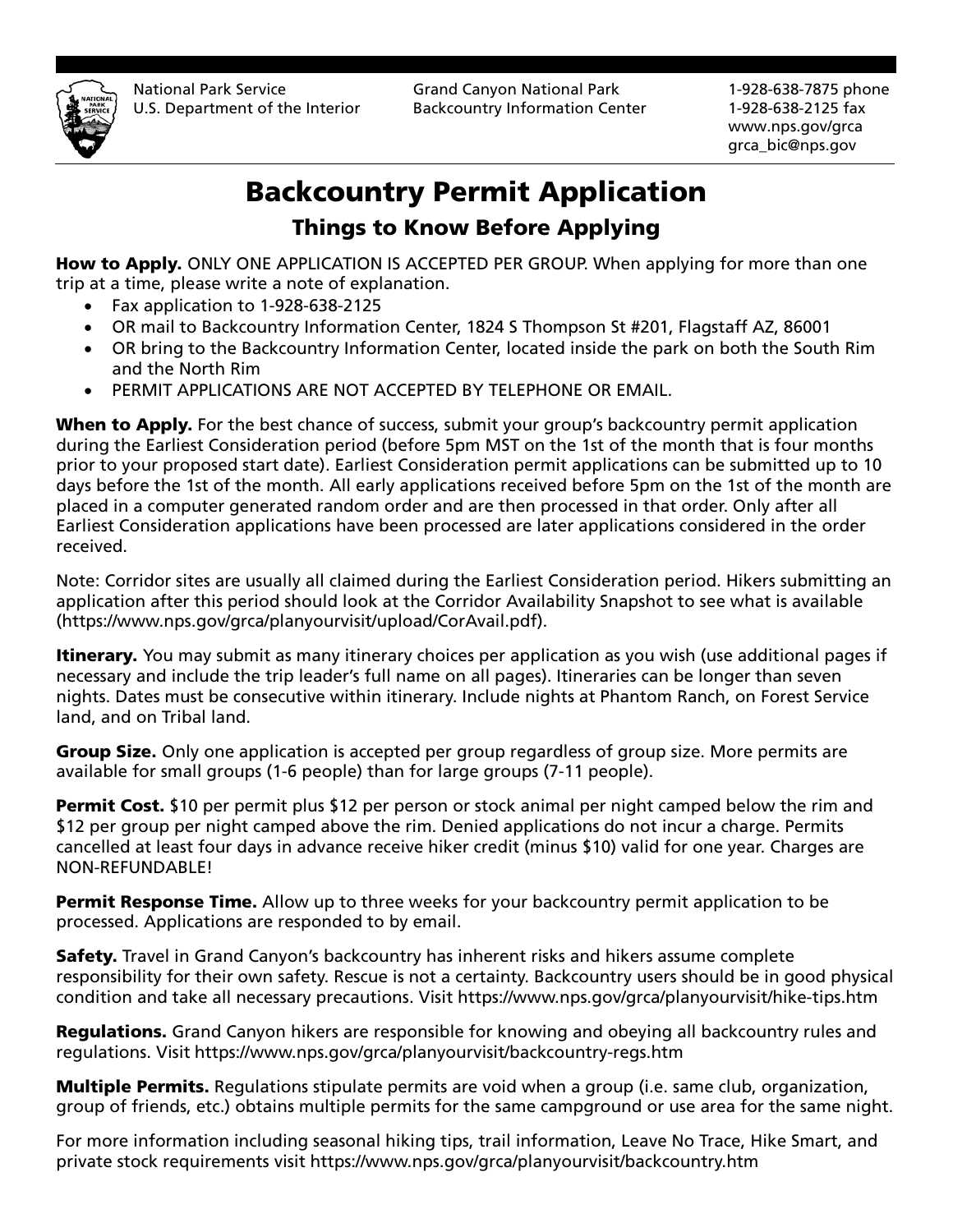National Park Service
U.S. Department of the Interior

Grand Canyon National Park
Backcountry Information Center

1-928-638-7875 phone
1-928-638-2125 fax
www.nps.gov/grca
grca_bic@nps.gov

# Backcountry Permit Application

## Things to Know Before Applying

**How to Apply.** ONLY ONE APPLICATION IS ACCEPTED PER GROUP. When applying for more than one trip at a time, please write a note of explanation.

- Fax application to 1-928-638-2125
- OR mail to Backcountry Information Center, 1824 S Thompson St #201, Flagstaff AZ, 86001
- OR bring to the Backcountry Information Center, located inside the park on both the South Rim and the North Rim
- PERMIT APPLICATIONS ARE NOT ACCEPTED BY TELEPHONE OR EMAIL.

**When to Apply.** For the best chance of success, submit your group's backcountry permit application during the Earliest Consideration period (before 5pm MST on the 1st of the month that is four months prior to your proposed start date). Earliest Consideration permit applications can be submitted up to 10 days before the 1st of the month. All early applications received before 5pm on the 1st of the month are placed in a computer generated random order and are then processed in that order. Only after all Earliest Consideration applications have been processed are later applications considered in the order received.

Note: Corridor sites are usually all claimed during the Earliest Consideration period. Hikers submitting an application after this period should look at the Corridor Availability Snapshot to see what is available (https://www.nps.gov/grca/planyourvisit/upload/CorAvail.pdf).

**Itinerary.** You may submit as many itinerary choices per application as you wish (use additional pages if necessary and include the trip leader's full name on all pages). Itineraries can be longer than seven nights. Dates must be consecutive within itinerary. Include nights at Phantom Ranch, on Forest Service land, and on Tribal land.

**Group Size.** Only one application is accepted per group regardless of group size. More permits are available for small groups (1-6 people) than for large groups (7-11 people).

**Permit Cost.** $10 per permit plus $12 per person or stock animal per night camped below the rim and $12 per group per night camped above the rim. Denied applications do not incur a charge. Permits cancelled at least four days in advance receive hiker credit (minus $10) valid for one year. Charges are NON-REFUNDABLE!

**Permit Response Time.** Allow up to three weeks for your backcountry permit application to be processed. Applications are responded to by email.

**Safety.** Travel in Grand Canyon's backcountry has inherent risks and hikers assume complete responsibility for their own safety. Rescue is not a certainty. Backcountry users should be in good physical condition and take all necessary precautions. Visit https://www.nps.gov/grca/planyourvisit/hike-tips.htm

**Regulations.** Grand Canyon hikers are responsible for knowing and obeying all backcountry rules and regulations. Visit https://www.nps.gov/grca/planyourvisit/backcountry-regs.htm

**Multiple Permits.** Regulations stipulate permits are void when a group (i.e. same club, organization, group of friends, etc.) obtains multiple permits for the same campground or use area for the same night.

For more information including seasonal hiking tips, trail information, Leave No Trace, Hike Smart, and private stock requirements visit https://www.nps.gov/grca/planyourvisit/backcountry.htm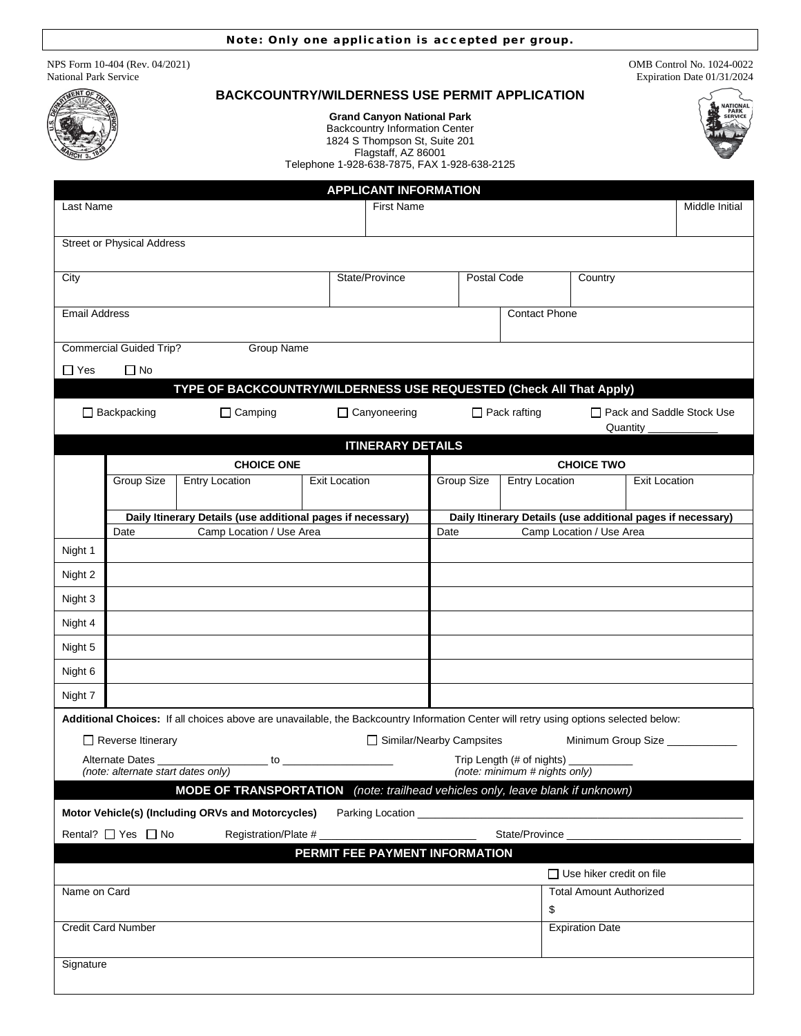**Note: Only one application is accepted per group.**

NPS Form 10-404 (Rev. 04/2021)
National Park Service

OMB Control No. 1024-0022
Expiration Date 01/31/2024

# BACKCOUNTRY/WILDERNESS USE PERMIT APPLICATION

**Grand Canyon National Park**
Backcountry Information Center
1824 S Thompson St, Suite 201
Flagstaff, AZ 86001
Telephone 1-928-638-7875, FAX 1-928-638-2125

## APPLICANT INFORMATION

| Last Name | First Name | Middle Initial |
|---|---|---|
| | | |

| Street or Physical Address |
|---|
| |

| City | State/Province | Postal Code | Country |
|---|---|---|---|
| | | | |

| Email Address | Contact Phone |
|---|---|
| | |

Commercial Guided Trip? ☐ Yes ☐ No     Group Name

## TYPE OF BACKCOUNTRY/WILDERNESS USE REQUESTED (Check All That Apply)

☐ Backpacking ☐ Camping ☐ Canyoneering ☐ Pack rafting ☐ Pack and Saddle Stock Use Quantity ____________

## ITINERARY DETAILS

| | CHOICE ONE | | | CHOICE TWO | | |
|---|---|---|---|---|---|---|
| | Group Size | Entry Location | Exit Location | Group Size | Entry Location | Exit Location |
| | | | | | | |
| | **Daily Itinerary Details (use additional pages if necessary)** | | | **Daily Itinerary Details (use additional pages if necessary)** | | |
| | Date | Camp Location / Use Area | | Date | Camp Location / Use Area | |
| Night 1 | | | | | | |
| Night 2 | | | | | | |
| Night 3 | | | | | | |
| Night 4 | | | | | | |
| Night 5 | | | | | | |
| Night 6 | | | | | | |
| Night 7 | | | | | | |

**Additional Choices:** If all choices above are unavailable, the Backcountry Information Center will retry using options selected below:

☐ Reverse Itinerary     ☐ Similar/Nearby Campsites     Minimum Group Size ____________

Alternate Dates __________________ to __________________ *(note: alternate start dates only)*

Trip Length (# of nights) ___________ *(note: minimum # nights only)*

## MODE OF TRANSPORTATION *(note: trailhead vehicles only, leave blank if unknown)*

**Motor Vehicle(s) (Including ORVs and Motorcycles)** Parking Location ________________________________

Rental? ☐ Yes ☐ No     Registration/Plate # ___________________________     State/Province ______________________________

## PERMIT FEE PAYMENT INFORMATION

☐ Use hiker credit on file

| Name on Card | Total Amount Authorized |
|---|---|
| | $ |

| Credit Card Number | Expiration Date |
|---|---|
| | |

| Signature |
|---|
| |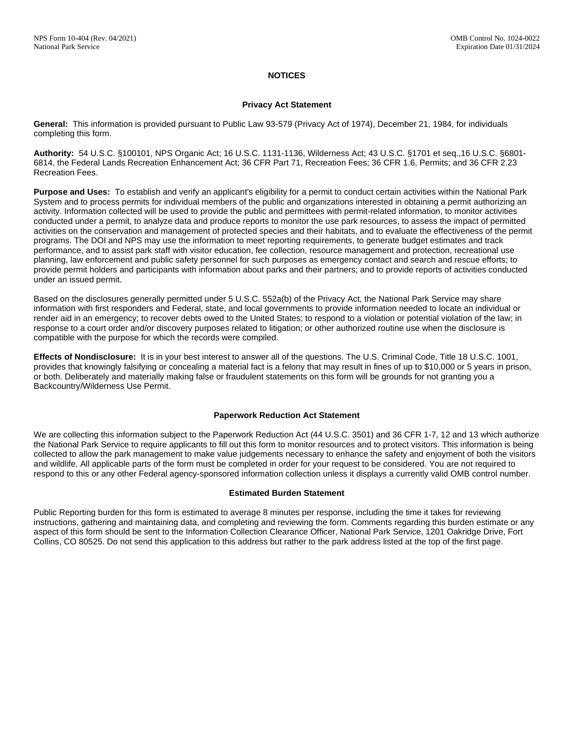# NOTICES

## Privacy Act Statement

**General:** This information is provided pursuant to Public Law 93-579 (Privacy Act of 1974), December 21, 1984, for individuals completing this form.

**Authority:** 54 U.S.C. §100101, NPS Organic Act; 16 U.S.C. 1131-1136, Wilderness Act; 43 U.S.C. §1701 et seq.,16 U.S.C. §6801-6814, the Federal Lands Recreation Enhancement Act; 36 CFR Part 71, Recreation Fees; 36 CFR 1.6, Permits; and 36 CFR 2.23 Recreation Fees.

**Purpose and Uses:** To establish and verify an applicant's eligibility for a permit to conduct certain activities within the National Park System and to process permits for individual members of the public and organizations interested in obtaining a permit authorizing an activity. Information collected will be used to provide the public and permittees with permit-related information, to monitor activities conducted under a permit, to analyze data and produce reports to monitor the use park resources, to assess the impact of permitted activities on the conservation and management of protected species and their habitats, and to evaluate the effectiveness of the permit programs. The DOI and NPS may use the information to meet reporting requirements, to generate budget estimates and track performance, and to assist park staff with visitor education, fee collection, resource management and protection, recreational use planning, law enforcement and public safety personnel for such purposes as emergency contact and search and rescue efforts; to provide permit holders and participants with information about parks and their partners; and to provide reports of activities conducted under an issued permit.

Based on the disclosures generally permitted under 5 U.S.C. 552a(b) of the Privacy Act, the National Park Service may share information with first responders and Federal, state, and local governments to provide information needed to locate an individual or render aid in an emergency; to recover debts owed to the United States; to respond to a violation or potential violation of the law; in response to a court order and/or discovery purposes related to litigation; or other authorized routine use when the disclosure is compatible with the purpose for which the records were compiled.

**Effects of Nondisclosure:** It is in your best interest to answer all of the questions. The U.S. Criminal Code, Title 18 U.S.C. 1001, provides that knowingly falsifying or concealing a material fact is a felony that may result in fines of up to $10,000 or 5 years in prison, or both. Deliberately and materially making false or fraudulent statements on this form will be grounds for not granting you a Backcountry/Wilderness Use Permit.

## Paperwork Reduction Act Statement

We are collecting this information subject to the Paperwork Reduction Act (44 U.S.C. 3501) and 36 CFR 1-7, 12 and 13 which authorize the National Park Service to require applicants to fill out this form to monitor resources and to protect visitors. This information is being collected to allow the park management to make value judgements necessary to enhance the safety and enjoyment of both the visitors and wildlife. All applicable parts of the form must be completed in order for your request to be considered. You are not required to respond to this or any other Federal agency-sponsored information collection unless it displays a currently valid OMB control number.

## Estimated Burden Statement

Public Reporting burden for this form is estimated to average 8 minutes per response, including the time it takes for reviewing instructions, gathering and maintaining data, and completing and reviewing the form. Comments regarding this burden estimate or any aspect of this form should be sent to the Information Collection Clearance Officer, National Park Service, 1201 Oakridge Drive, Fort Collins, CO 80525. Do not send this application to this address but rather to the park address listed at the top of the first page.